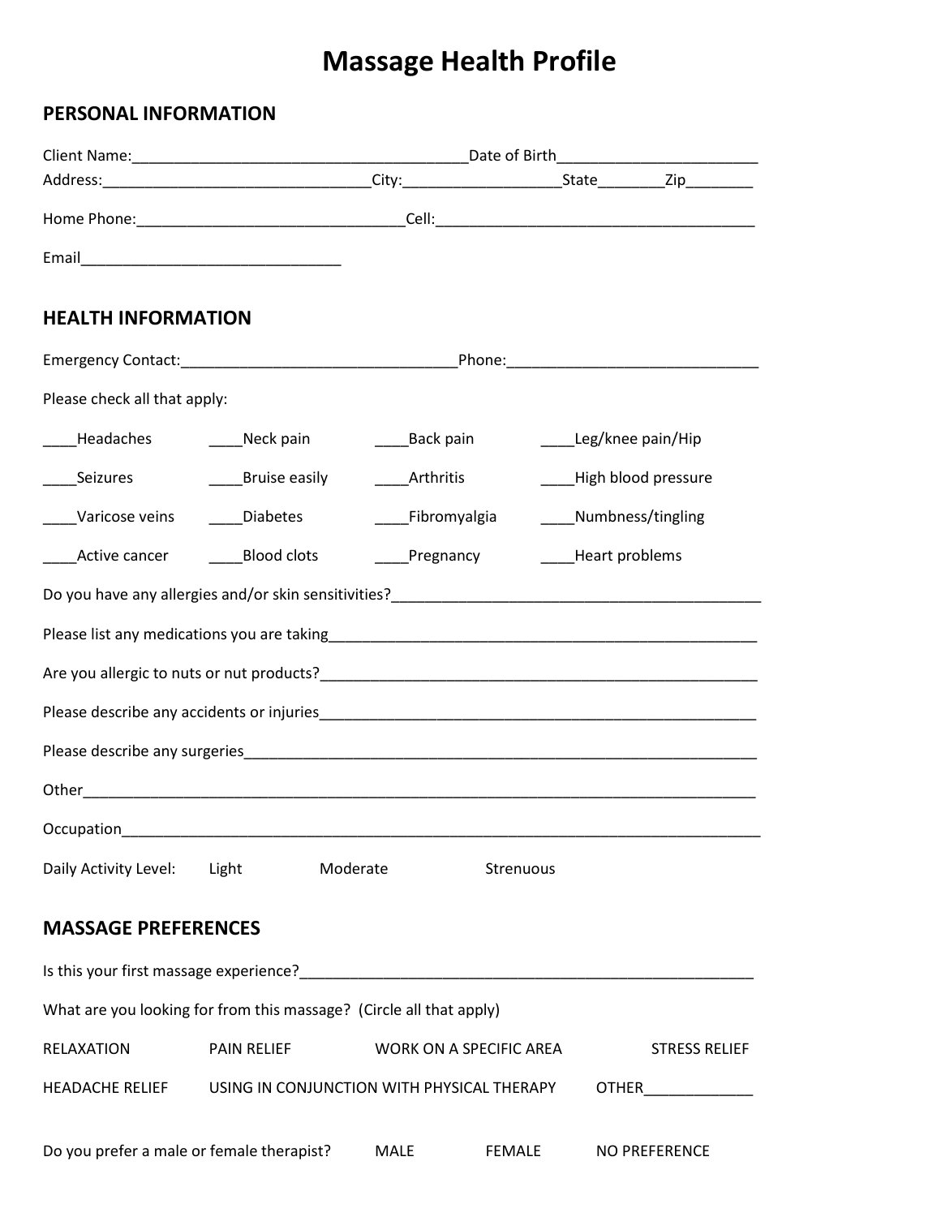# Massage Health Profile

## PERSONAL INFORMATION

Client Name:________________________________________Date of Birth_______________________

Address:_______________________________City:__________________State________Zip________

Home Phone:_______________________________Cell:_____________________________________

Email______________________________

## HEALTH INFORMATION

Emergency Contact:_________________________________Phone:_____________________________

Please check all that apply:

| | | | |
|---|---|---|---|
| ____Headaches | ____Neck pain | ____Back pain | ____Leg/knee pain/Hip |
| ____Seizures | ____Bruise easily | ____Arthritis | ____High blood pressure |
| ____Varicose veins | ____Diabetes | ____Fibromyalgia | ____Numbness/tingling |
| ____Active cancer | ____Blood clots | ____Pregnancy | ____Heart problems |

Do you have any allergies and/or skin sensitivities?_____________________________________________

Please list any medications you are taking__________________________________________________

Are you allergic to nuts or nut products?____________________________________________________

Please describe any accidents or injuries____________________________________________________

Please describe any surgeries_____________________________________________________________

Other_______________________________________________________________________________

Occupation___________________________________________________________________________

Daily Activity Level: Light Moderate Strenuous

## MASSAGE PREFERENCES

Is this your first massage experience?______________________________________________________

What are you looking for from this massage? (Circle all that apply)

RELAXATION PAIN RELIEF WORK ON A SPECIFIC AREA STRESS RELIEF

HEADACHE RELIEF USING IN CONJUNCTION WITH PHYSICAL THERAPY OTHER_____________

Do you prefer a male or female therapist? MALE FEMALE NO PREFERENCE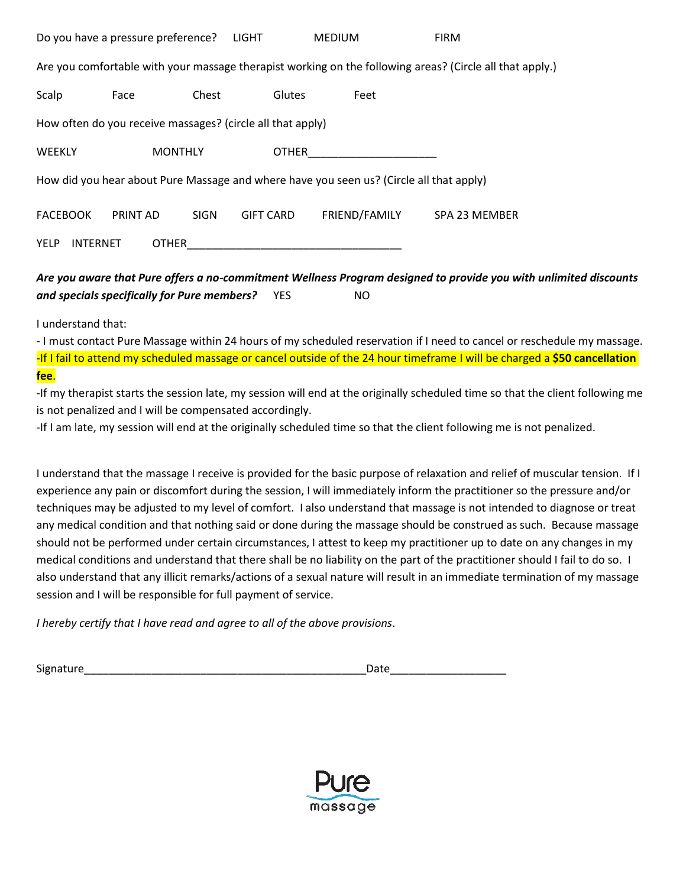Do you have a pressure preference? LIGHT MEDIUM FIRM

Are you comfortable with your massage therapist working on the following areas? (Circle all that apply.)

Scalp Face Chest Glutes Feet

How often do you receive massages? (circle all that apply)

WEEKLY MONTHLY OTHER____________________

How did you hear about Pure Massage and where have you seen us? (Circle all that apply)

FACEBOOK PRINT AD SIGN GIFT CARD FRIEND/FAMILY SPA 23 MEMBER

YELP INTERNET OTHER__________________________________

***Are you aware that Pure offers a no-commitment Wellness Program designed to provide you with unlimited discounts and specials specifically for Pure members?*** YES NO

I understand that:

- I must contact Pure Massage within 24 hours of my scheduled reservation if I need to cancel or reschedule my massage.
-If I fail to attend my scheduled massage or cancel outside of the 24 hour timeframe I will be charged a **$50 cancellation fee**.
-If my therapist starts the session late, my session will end at the originally scheduled time so that the client following me is not penalized and I will be compensated accordingly.
-If I am late, my session will end at the originally scheduled time so that the client following me is not penalized.

I understand that the massage I receive is provided for the basic purpose of relaxation and relief of muscular tension. If I experience any pain or discomfort during the session, I will immediately inform the practitioner so the pressure and/or techniques may be adjusted to my level of comfort. I also understand that massage is not intended to diagnose or treat any medical condition and that nothing said or done during the massage should be construed as such. Because massage should not be performed under certain circumstances, I attest to keep my practitioner up to date on any changes in my medical conditions and understand that there shall be no liability on the part of the practitioner should I fail to do so. I also understand that any illicit remarks/actions of a sexual nature will result in an immediate termination of my massage session and I will be responsible for full payment of service.

*I hereby certify that I have read and agree to all of the above provisions*.

Signature_____________________________________________Date__________________

Pure massage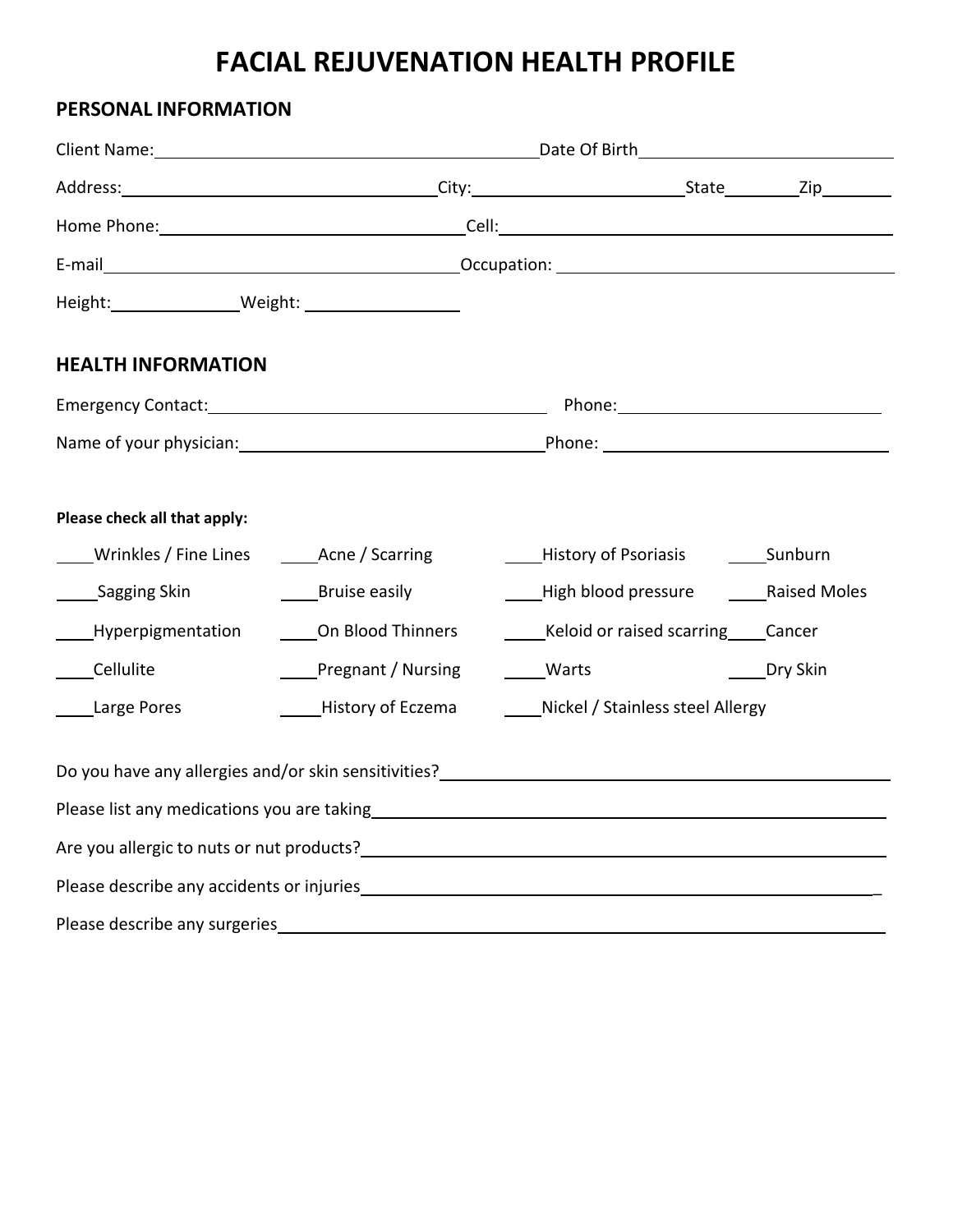# FACIAL REJUVENATION HEALTH PROFILE

## PERSONAL INFORMATION

Client Name:\_\_\_\_\_\_\_\_\_\_\_\_\_\_\_\_\_\_\_\_\_\_\_\_\_\_\_\_\_\_\_\_\_\_\_\_\_\_\_\_ Date Of Birth\_\_\_\_\_\_\_\_\_\_\_\_\_\_\_\_\_\_\_\_\_\_\_\_\_\_\_\_\_

Address:\_\_\_\_\_\_\_\_\_\_\_\_\_\_\_\_\_\_\_\_\_\_\_\_\_\_\_\_\_\_\_\_\_\_\_\_ City:\_\_\_\_\_\_\_\_\_\_\_\_\_\_\_\_\_\_\_\_\_\_\_\_ State\_\_\_\_\_\_\_\_ Zip\_\_\_\_\_\_\_\_

Home Phone:\_\_\_\_\_\_\_\_\_\_\_\_\_\_\_\_\_\_\_\_\_\_\_\_\_\_\_\_\_\_\_\_\_\_\_\_ Cell:\_\_\_\_\_\_\_\_\_\_\_\_\_\_\_\_\_\_\_\_\_\_\_\_\_\_\_\_\_\_\_\_\_\_\_\_\_\_\_\_\_\_\_\_\_\_\_\_

E-mail\_\_\_\_\_\_\_\_\_\_\_\_\_\_\_\_\_\_\_\_\_\_\_\_\_\_\_\_\_\_\_\_\_\_\_\_\_\_\_\_\_\_\_\_ Occupation: \_\_\_\_\_\_\_\_\_\_\_\_\_\_\_\_\_\_\_\_\_\_\_\_\_\_\_\_\_\_\_\_\_\_\_\_\_\_\_\_\_\_

Height:\_\_\_\_\_\_\_\_\_\_\_\_\_\_\_ Weight: \_\_\_\_\_\_\_\_\_\_\_\_\_\_\_\_\_

## HEALTH INFORMATION

Emergency Contact:\_\_\_\_\_\_\_\_\_\_\_\_\_\_\_\_\_\_\_\_\_\_\_\_\_\_\_\_\_\_\_\_\_\_\_\_\_\_\_\_ Phone:\_\_\_\_\_\_\_\_\_\_\_\_\_\_\_\_\_\_\_\_\_\_\_\_\_\_\_\_\_\_\_\_\_\_

Name of your physician:\_\_\_\_\_\_\_\_\_\_\_\_\_\_\_\_\_\_\_\_\_\_\_\_\_\_\_\_\_\_\_\_\_\_\_\_\_\_ Phone: \_\_\_\_\_\_\_\_\_\_\_\_\_\_\_\_\_\_\_\_\_\_\_\_\_\_\_\_\_\_\_\_\_\_\_\_

**Please check all that apply:**

| | | | |
|---|---|---|---|
| \_\_\_\_Wrinkles / Fine Lines | \_\_\_\_Acne / Scarring | \_\_\_\_History of Psoriasis | \_\_\_\_Sunburn |
| \_\_\_\_Sagging Skin | \_\_\_\_Bruise easily | \_\_\_\_High blood pressure | \_\_\_\_Raised Moles |
| \_\_\_\_Hyperpigmentation | \_\_\_\_On Blood Thinners | \_\_\_\_Keloid or raised scarring | \_\_\_\_Cancer |
| \_\_\_\_Cellulite | \_\_\_\_Pregnant / Nursing | \_\_\_\_Warts | \_\_\_\_Dry Skin |
| \_\_\_\_Large Pores | \_\_\_\_History of Eczema | \_\_\_\_Nickel / Stainless steel Allergy | |

Do you have any allergies and/or skin sensitivities?\_\_\_\_\_\_\_\_\_\_\_\_\_\_\_\_\_\_\_\_\_\_\_\_\_\_\_\_\_\_\_\_\_\_\_\_\_\_\_\_\_\_\_\_\_\_\_\_\_\_\_\_\_\_

Please list any medications you are taking\_\_\_\_\_\_\_\_\_\_\_\_\_\_\_\_\_\_\_\_\_\_\_\_\_\_\_\_\_\_\_\_\_\_\_\_\_\_\_\_\_\_\_\_\_\_\_\_\_\_\_\_\_\_\_\_\_\_\_\_\_\_

Are you allergic to nuts or nut products?\_\_\_\_\_\_\_\_\_\_\_\_\_\_\_\_\_\_\_\_\_\_\_\_\_\_\_\_\_\_\_\_\_\_\_\_\_\_\_\_\_\_\_\_\_\_\_\_\_\_\_\_\_\_\_\_\_\_\_\_\_\_\_

Please describe any accidents or injuries\_\_\_\_\_\_\_\_\_\_\_\_\_\_\_\_\_\_\_\_\_\_\_\_\_\_\_\_\_\_\_\_\_\_\_\_\_\_\_\_\_\_\_\_\_\_\_\_\_\_\_\_\_\_\_\_\_\_\_\_\_\_\_

Please describe any surgeries\_\_\_\_\_\_\_\_\_\_\_\_\_\_\_\_\_\_\_\_\_\_\_\_\_\_\_\_\_\_\_\_\_\_\_\_\_\_\_\_\_\_\_\_\_\_\_\_\_\_\_\_\_\_\_\_\_\_\_\_\_\_\_\_\_\_\_\_\_\_\_\_\_\_\_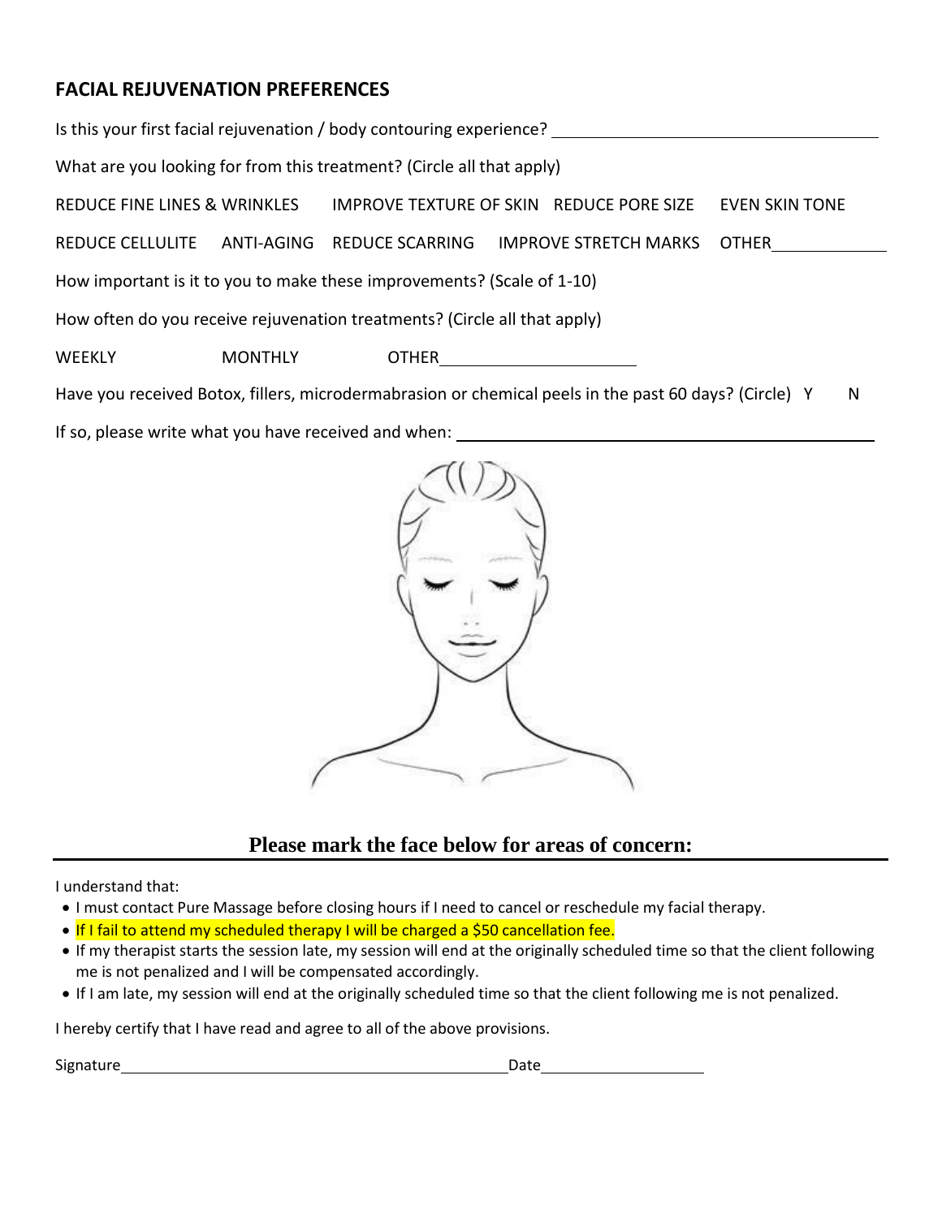## FACIAL REJUVENATION PREFERENCES

Is this your first facial rejuvenation / body contouring experience? ____________________

What are you looking for from this treatment? (Circle all that apply)

REDUCE FINE LINES & WRINKLES    IMPROVE TEXTURE OF SKIN    REDUCE PORE SIZE    EVEN SKIN TONE

REDUCE CELLULITE    ANTI-AGING    REDUCE SCARRING    IMPROVE STRETCH MARKS    OTHER__________

How important is it to you to make these improvements? (Scale of 1-10)

How often do you receive rejuvenation treatments? (Circle all that apply)

WEEKLY    MONTHLY    OTHER__________________

Have you received Botox, fillers, microdermabrasion or chemical peels in the past 60 days? (Circle)   Y   N

If so, please write what you have received and when: ____________________________________

**Please mark the face below for areas of concern:**

---

I understand that:

- I must contact Pure Massage before closing hours if I need to cancel or reschedule my facial therapy.
- If I fail to attend my scheduled therapy I will be charged a $50 cancellation fee.
- If my therapist starts the session late, my session will end at the originally scheduled time so that the client following me is not penalized and I will be compensated accordingly.
- If I am late, my session will end at the originally scheduled time so that the client following me is not penalized.

I hereby certify that I have read and agree to all of the above provisions.

Signature______________________________________ Date_______________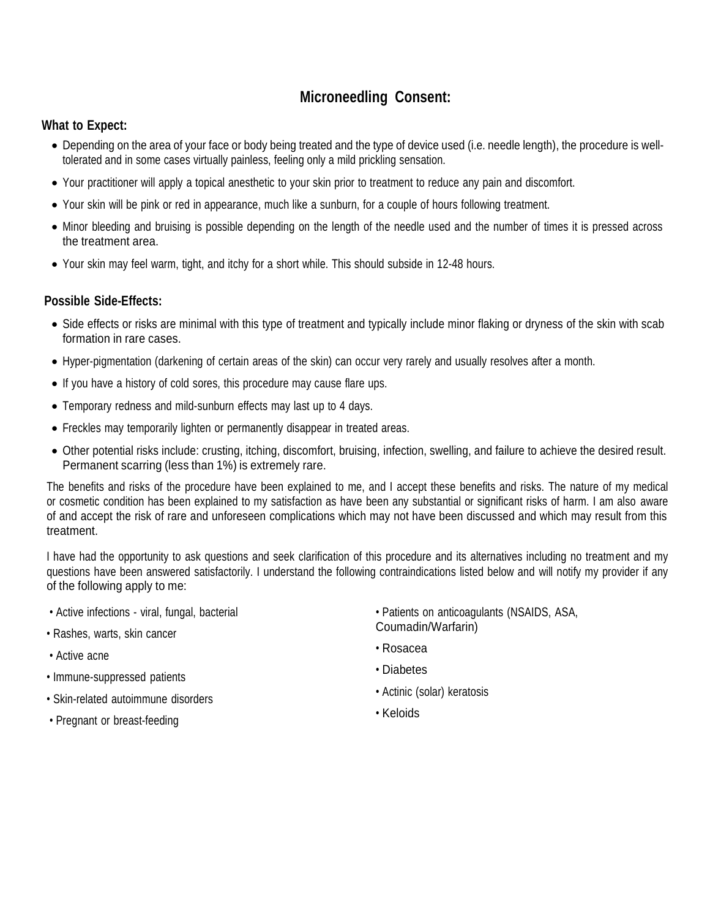## Microneedling Consent:

**What to Expect:**

- Depending on the area of your face or body being treated and the type of device used (i.e. needle length), the procedure is well-tolerated and in some cases virtually painless, feeling only a mild prickling sensation.
- Your practitioner will apply a topical anesthetic to your skin prior to treatment to reduce any pain and discomfort.
- Your skin will be pink or red in appearance, much like a sunburn, for a couple of hours following treatment.
- Minor bleeding and bruising is possible depending on the length of the needle used and the number of times it is pressed across the treatment area.
- Your skin may feel warm, tight, and itchy for a short while. This should subside in 12-48 hours.

**Possible Side-Effects:**

- Side effects or risks are minimal with this type of treatment and typically include minor flaking or dryness of the skin with scab formation in rare cases.
- Hyper-pigmentation (darkening of certain areas of the skin) can occur very rarely and usually resolves after a month.
- If you have a history of cold sores, this procedure may cause flare ups.
- Temporary redness and mild-sunburn effects may last up to 4 days.
- Freckles may temporarily lighten or permanently disappear in treated areas.
- Other potential risks include: crusting, itching, discomfort, bruising, infection, swelling, and failure to achieve the desired result. Permanent scarring (less than 1%) is extremely rare.

The benefits and risks of the procedure have been explained to me, and I accept these benefits and risks. The nature of my medical or cosmetic condition has been explained to my satisfaction as have been any substantial or significant risks of harm. I am also aware of and accept the risk of rare and unforeseen complications which may not have been discussed and which may result from this treatment.

I have had the opportunity to ask questions and seek clarification of this procedure and its alternatives including no treatment and my questions have been answered satisfactorily. I understand the following contraindications listed below and will notify my provider if any of the following apply to me:

- Active infections - viral, fungal, bacterial
- Rashes, warts, skin cancer
- Active acne
- Immune-suppressed patients
- Skin-related autoimmune disorders
- Pregnant or breast-feeding
- Patients on anticoagulants (NSAIDS, ASA, Coumadin/Warfarin)
- Rosacea
- Diabetes
- Actinic (solar) keratosis
- Keloids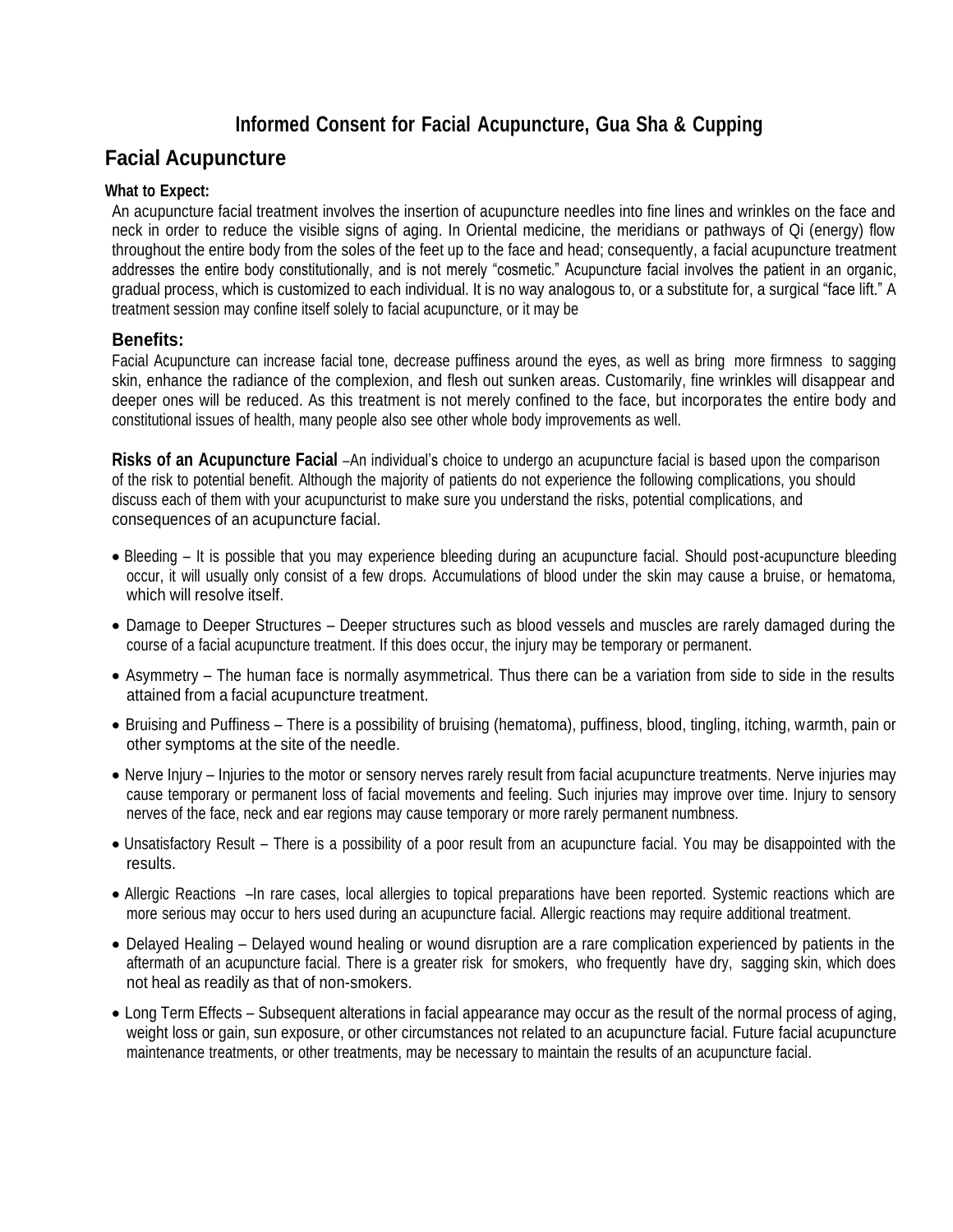# Informed Consent for Facial Acupuncture, Gua Sha & Cupping

## Facial Acupuncture

**What to Expect:**

An acupuncture facial treatment involves the insertion of acupuncture needles into fine lines and wrinkles on the face and neck in order to reduce the visible signs of aging. In Oriental medicine, the meridians or pathways of Qi (energy) flow throughout the entire body from the soles of the feet up to the face and head; consequently, a facial acupuncture treatment addresses the entire body constitutionally, and is not merely "cosmetic." Acupuncture facial involves the patient in an organic, gradual process, which is customized to each individual. It is no way analogous to, or a substitute for, a surgical "face lift." A treatment session may confine itself solely to facial acupuncture, or it may be

### Benefits:

Facial Acupuncture can increase facial tone, decrease puffiness around the eyes, as well as bring more firmness to sagging skin, enhance the radiance of the complexion, and flesh out sunken areas. Customarily, fine wrinkles will disappear and deeper ones will be reduced. As this treatment is not merely confined to the face, but incorporates the entire body and constitutional issues of health, many people also see other whole body improvements as well.

**Risks of an Acupuncture Facial** –An individual's choice to undergo an acupuncture facial is based upon the comparison of the risk to potential benefit. Although the majority of patients do not experience the following complications, you should discuss each of them with your acupuncturist to make sure you understand the risks, potential complications, and consequences of an acupuncture facial.

- Bleeding – It is possible that you may experience bleeding during an acupuncture facial. Should post-acupuncture bleeding occur, it will usually only consist of a few drops. Accumulations of blood under the skin may cause a bruise, or hematoma, which will resolve itself.
- Damage to Deeper Structures – Deeper structures such as blood vessels and muscles are rarely damaged during the course of a facial acupuncture treatment. If this does occur, the injury may be temporary or permanent.
- Asymmetry – The human face is normally asymmetrical. Thus there can be a variation from side to side in the results attained from a facial acupuncture treatment.
- Bruising and Puffiness – There is a possibility of bruising (hematoma), puffiness, blood, tingling, itching, warmth, pain or other symptoms at the site of the needle.
- Nerve Injury – Injuries to the motor or sensory nerves rarely result from facial acupuncture treatments. Nerve injuries may cause temporary or permanent loss of facial movements and feeling. Such injuries may improve over time. Injury to sensory nerves of the face, neck and ear regions may cause temporary or more rarely permanent numbness.
- Unsatisfactory Result – There is a possibility of a poor result from an acupuncture facial. You may be disappointed with the results.
- Allergic Reactions –In rare cases, local allergies to topical preparations have been reported. Systemic reactions which are more serious may occur to hers used during an acupuncture facial. Allergic reactions may require additional treatment.
- Delayed Healing – Delayed wound healing or wound disruption are a rare complication experienced by patients in the aftermath of an acupuncture facial. There is a greater risk for smokers, who frequently have dry, sagging skin, which does not heal as readily as that of non-smokers.
- Long Term Effects – Subsequent alterations in facial appearance may occur as the result of the normal process of aging, weight loss or gain, sun exposure, or other circumstances not related to an acupuncture facial. Future facial acupuncture maintenance treatments, or other treatments, may be necessary to maintain the results of an acupuncture facial.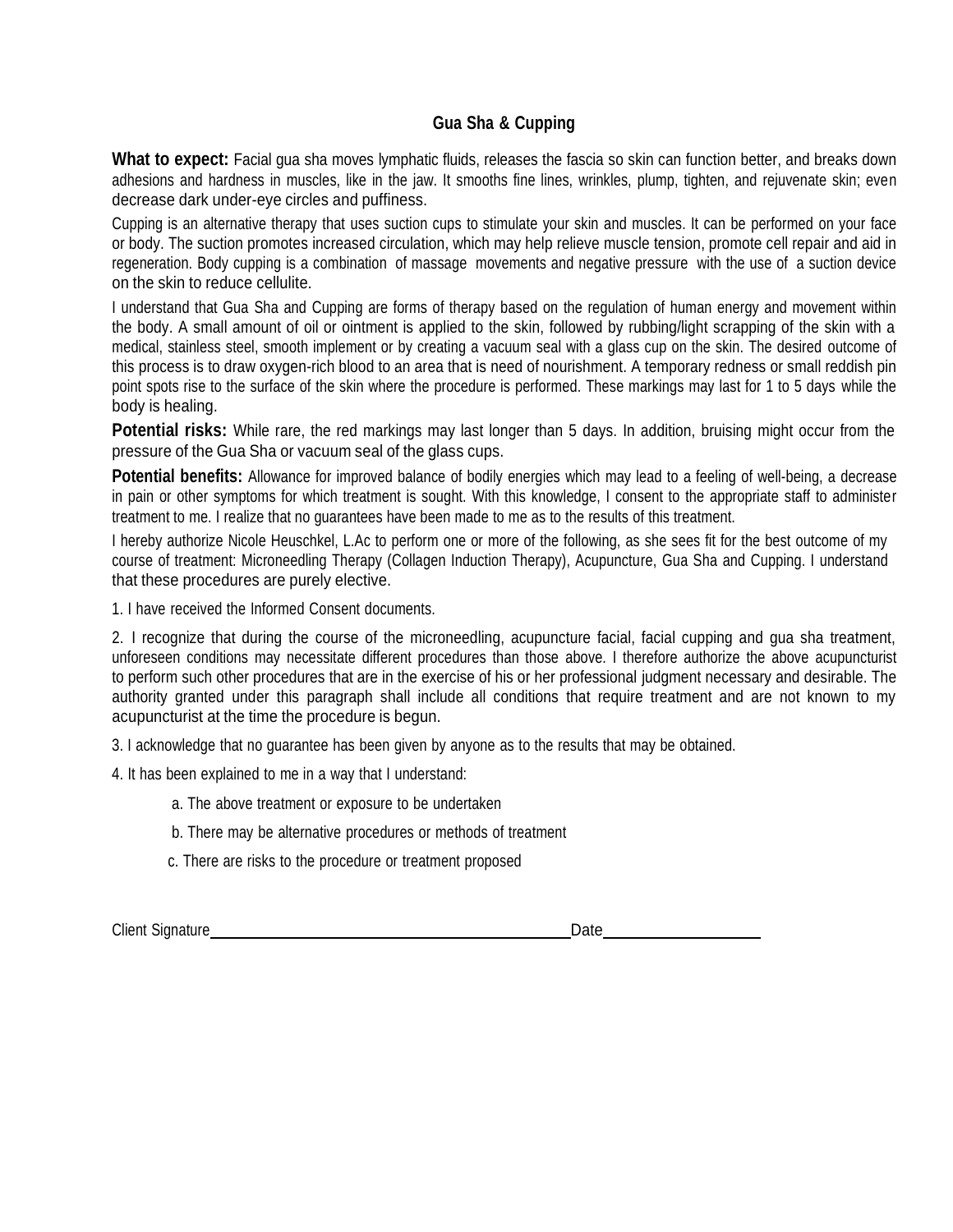## Gua Sha & Cupping

**What to expect:** Facial gua sha moves lymphatic fluids, releases the fascia so skin can function better, and breaks down adhesions and hardness in muscles, like in the jaw. It smooths fine lines, wrinkles, plump, tighten, and rejuvenate skin; even decrease dark under-eye circles and puffiness.

Cupping is an alternative therapy that uses suction cups to stimulate your skin and muscles. It can be performed on your face or body. The suction promotes increased circulation, which may help relieve muscle tension, promote cell repair and aid in regeneration. Body cupping is a combination of massage movements and negative pressure with the use of a suction device on the skin to reduce cellulite.

I understand that Gua Sha and Cupping are forms of therapy based on the regulation of human energy and movement within the body. A small amount of oil or ointment is applied to the skin, followed by rubbing/light scrapping of the skin with a medical, stainless steel, smooth implement or by creating a vacuum seal with a glass cup on the skin. The desired outcome of this process is to draw oxygen-rich blood to an area that is need of nourishment. A temporary redness or small reddish pin point spots rise to the surface of the skin where the procedure is performed. These markings may last for 1 to 5 days while the body is healing.

**Potential risks:** While rare, the red markings may last longer than 5 days. In addition, bruising might occur from the pressure of the Gua Sha or vacuum seal of the glass cups.

**Potential benefits:** Allowance for improved balance of bodily energies which may lead to a feeling of well-being, a decrease in pain or other symptoms for which treatment is sought. With this knowledge, I consent to the appropriate staff to administer treatment to me. I realize that no guarantees have been made to me as to the results of this treatment.

I hereby authorize Nicole Heuschkel, L.Ac to perform one or more of the following, as she sees fit for the best outcome of my course of treatment: Microneedling Therapy (Collagen Induction Therapy), Acupuncture, Gua Sha and Cupping. I understand that these procedures are purely elective.

1. I have received the Informed Consent documents.

2. I recognize that during the course of the microneedling, acupuncture facial, facial cupping and gua sha treatment, unforeseen conditions may necessitate different procedures than those above. I therefore authorize the above acupuncturist to perform such other procedures that are in the exercise of his or her professional judgment necessary and desirable. The authority granted under this paragraph shall include all conditions that require treatment and are not known to my acupuncturist at the time the procedure is begun.

3. I acknowledge that no guarantee has been given by anyone as to the results that may be obtained.

4. It has been explained to me in a way that I understand:

   a. The above treatment or exposure to be undertaken

   b. There may be alternative procedures or methods of treatment

   c. There are risks to the procedure or treatment proposed

Client Signature\_\_\_\_\_\_\_\_\_\_\_\_\_\_\_\_\_\_\_\_\_\_\_\_\_\_\_\_\_\_\_\_\_\_\_\_\_\_\_\_ Date\_\_\_\_\_\_\_\_\_\_\_\_\_\_\_\_\_\_